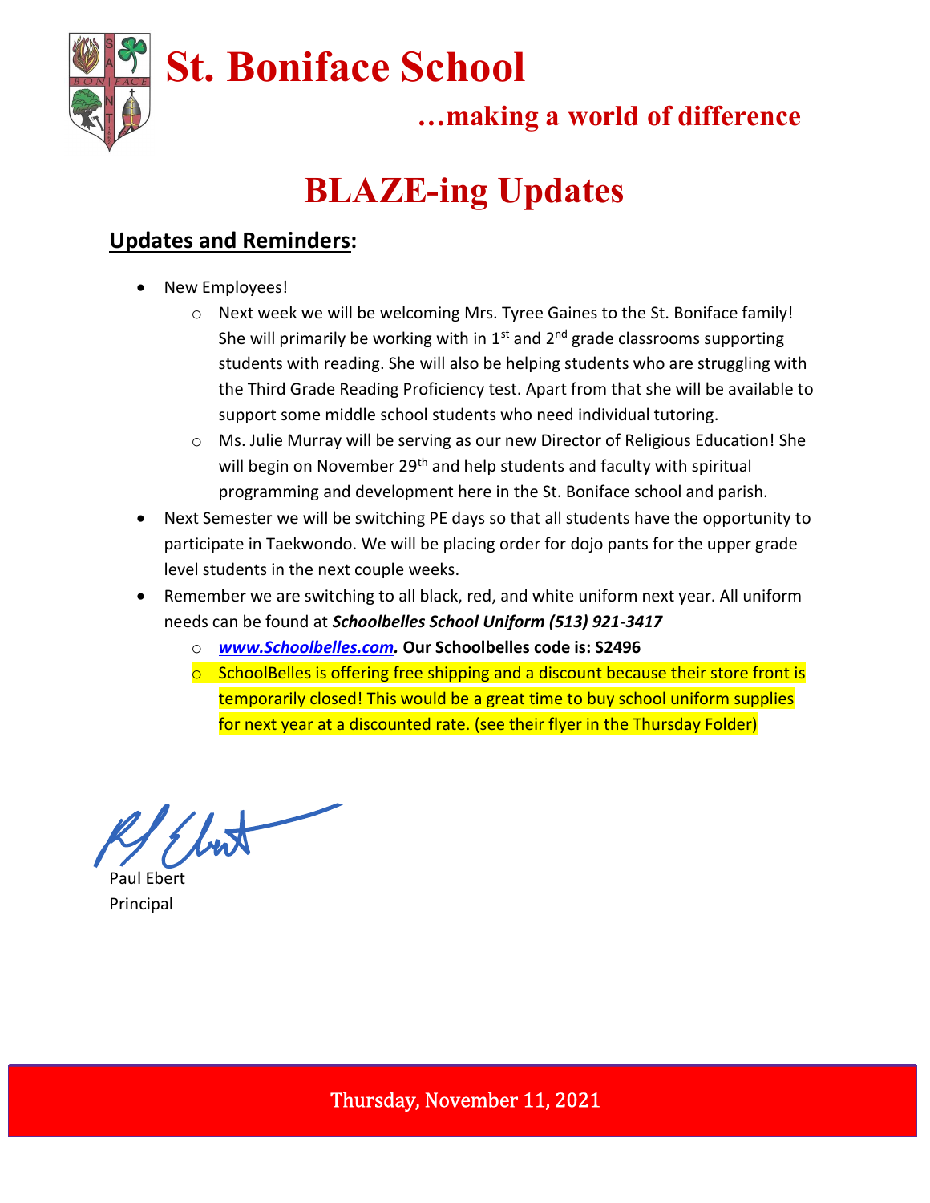# St. Boniface School

### …making a world of difference

# BLAZE-ing Updates

## Updates and Reminders:

- New Employees!
  - Next week we will be welcoming Mrs. Tyree Gaines to the St. Boniface family! She will primarily be working with in 1st and 2nd grade classrooms supporting students with reading. She will also be helping students who are struggling with the Third Grade Reading Proficiency test. Apart from that she will be available to support some middle school students who need individual tutoring.
  - Ms. Julie Murray will be serving as our new Director of Religious Education! She will begin on November 29th and help students and faculty with spiritual programming and development here in the St. Boniface school and parish.
- Next Semester we will be switching PE days so that all students have the opportunity to participate in Taekwondo. We will be placing order for dojo pants for the upper grade level students in the next couple weeks.
- Remember we are switching to all black, red, and white uniform next year. All uniform needs can be found at ***Schoolbelles School Uniform (513) 921-3417***
  - ***www.Schoolbelles.com*. Our Schoolbelles code is: S2496**
  - SchoolBelles is offering free shipping and a discount because their store front is temporarily closed! This would be a great time to buy school uniform supplies for next year at a discounted rate. (see their flyer in the Thursday Folder)

Paul Ebert
Principal

Thursday, November 11, 2021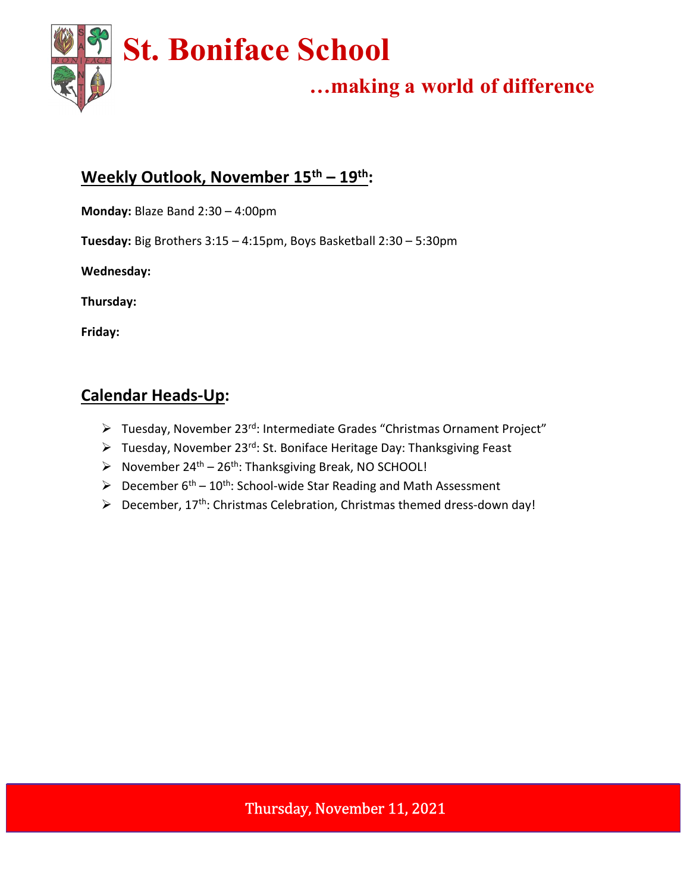# St. Boniface School

**…making a world of difference**

## Weekly Outlook, November 15th – 19th:

**Monday:** Blaze Band 2:30 – 4:00pm

**Tuesday:** Big Brothers 3:15 – 4:15pm, Boys Basketball 2:30 – 5:30pm

**Wednesday:**

**Thursday:**

**Friday:**

## Calendar Heads-Up:

- Tuesday, November 23rd: Intermediate Grades "Christmas Ornament Project"
- Tuesday, November 23rd: St. Boniface Heritage Day: Thanksgiving Feast
- November 24th – 26th: Thanksgiving Break, NO SCHOOL!
- December 6th – 10th: School-wide Star Reading and Math Assessment
- December, 17th: Christmas Celebration, Christmas themed dress-down day!

Thursday, November 11, 2021